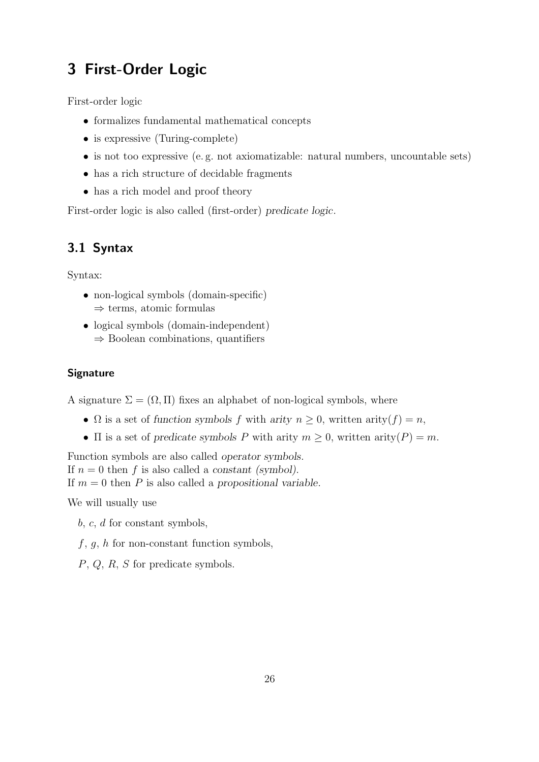# 3 First-Order Logic

First-order logic

- formalizes fundamental mathematical concepts
- is expressive (Turing-complete)
- is not too expressive (e. g. not axiomatizable: natural numbers, uncountable sets)
- has a rich structure of decidable fragments
- has a rich model and proof theory

First-order logic is also called (first-order) *predicate logic*.

## 3.1 Syntax

Syntax:

- non-logical symbols (domain-specific)
  $\Rightarrow$ terms, atomic formulas
- logical symbols (domain-independent)
  $\Rightarrow$ Boolean combinations, quantifiers

### Signature

A signature $\Sigma = (\Omega, \Pi)$ fixes an alphabet of non-logical symbols, where

- $\Omega$ is a set of *function symbols* $f$ with *arity* $n \geq 0$, written $\text{arity}(f) = n$,
- $\Pi$ is a set of *predicate symbols* $P$ with arity $m \geq 0$, written $\text{arity}(P) = m$.

Function symbols are also called *operator symbols*.
If $n = 0$ then $f$ is also called a *constant (symbol)*.
If $m = 0$ then $P$ is also called a *propositional variable*.

We will usually use

$b$, $c$, $d$ for constant symbols,

$f$, $g$, $h$ for non-constant function symbols,

$P$, $Q$, $R$, $S$ for predicate symbols.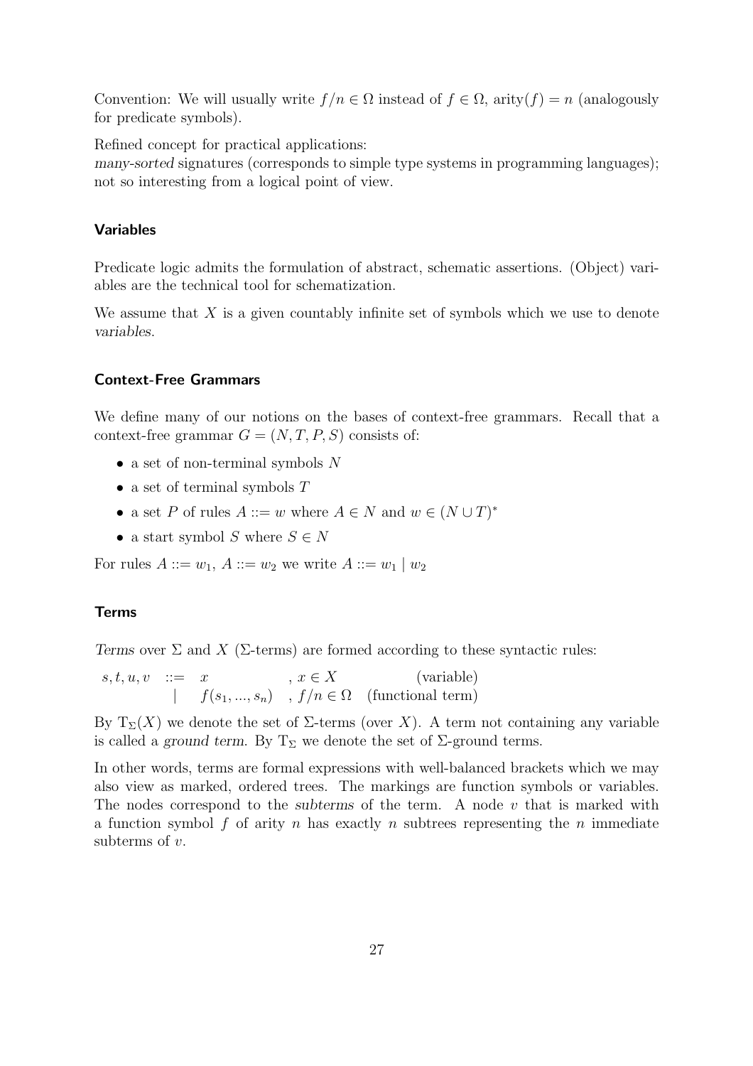Convention: We will usually write $f/n \in \Omega$ instead of $f \in \Omega$, $\text{arity}(f) = n$ (analogously for predicate symbols).

Refined concept for practical applications:
*many-sorted* signatures (corresponds to simple type systems in programming languages); not so interesting from a logical point of view.

### Variables

Predicate logic admits the formulation of abstract, schematic assertions. (Object) variables are the technical tool for schematization.

We assume that $X$ is a given countably infinite set of symbols which we use to denote *variables*.

### Context-Free Grammars

We define many of our notions on the bases of context-free grammars. Recall that a context-free grammar $G = (N, T, P, S)$ consists of:

- a set of non-terminal symbols $N$
- a set of terminal symbols $T$
- a set $P$ of rules $A ::= w$ where $A \in N$ and $w \in (N \cup T)^*$
- a start symbol $S$ where $S \in N$

For rules $A ::= w_1$, $A ::= w_2$ we write $A ::= w_1 \mid w_2$

### Terms

*Terms* over $\Sigma$ and $X$ ($\Sigma$-terms) are formed according to these syntactic rules:

$$
\begin{array}{llll}
s, t, u, v & ::= & x & , x \in X \qquad \text{(variable)} \\
& \mid & f(s_1, ..., s_n) & , f/n \in \Omega \quad \text{(functional term)}
\end{array}
$$

By $\mathrm{T}_\Sigma(X)$ we denote the set of $\Sigma$-terms (over $X$). A term not containing any variable is called a *ground term*. By $\mathrm{T}_\Sigma$ we denote the set of $\Sigma$-ground terms.

In other words, terms are formal expressions with well-balanced brackets which we may also view as marked, ordered trees. The markings are function symbols or variables. The nodes correspond to the *subterms* of the term. A node $v$ that is marked with a function symbol $f$ of arity $n$ has exactly $n$ subtrees representing the $n$ immediate subterms of $v$.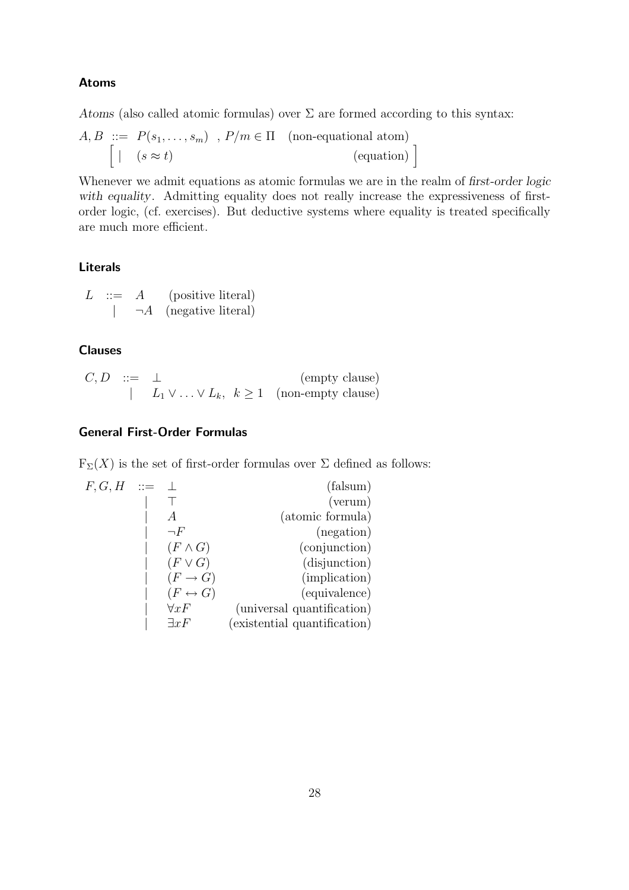### Atoms

*Atoms* (also called atomic formulas) over $\Sigma$ are formed according to this syntax:

$$
\begin{array}{llll}
A, B & ::= & P(s_1, \ldots, s_m) \;\; , \; P/m \in \Pi & \text{(non-equational atom)} \\
 & \Big[ \;\; | & (s \approx t) & \text{(equation)} \Big]
\end{array}
$$

Whenever we admit equations as atomic formulas we are in the realm of *first-order logic with equality*. Admitting equality does not really increase the expressiveness of first-order logic, (cf. exercises). But deductive systems where equality is treated specifically are much more efficient.

### Literals

$$
\begin{array}{llll}
L & ::= & A & \text{(positive literal)} \\
 & | & \neg A & \text{(negative literal)}
\end{array}
$$

### Clauses

$$
\begin{array}{llll}
C, D & ::= & \bot & \text{(empty clause)} \\
 & | & L_1 \vee \ldots \vee L_k, \;\; k \geq 1 & \text{(non-empty clause)}
\end{array}
$$

### General First-Order Formulas

$\mathrm{F}_\Sigma(X)$ is the set of first-order formulas over $\Sigma$ defined as follows:

$$
\begin{array}{llll}
F, G, H & ::= & \bot & \text{(falsum)} \\
 & | & \top & \text{(verum)} \\
 & | & A & \text{(atomic formula)} \\
 & | & \neg F & \text{(negation)} \\
 & | & (F \wedge G) & \text{(conjunction)} \\
 & | & (F \vee G) & \text{(disjunction)} \\
 & | & (F \rightarrow G) & \text{(implication)} \\
 & | & (F \leftrightarrow G) & \text{(equivalence)} \\
 & | & \forall x F & \text{(universal quantification)} \\
 & | & \exists x F & \text{(existential quantification)}
\end{array}
$$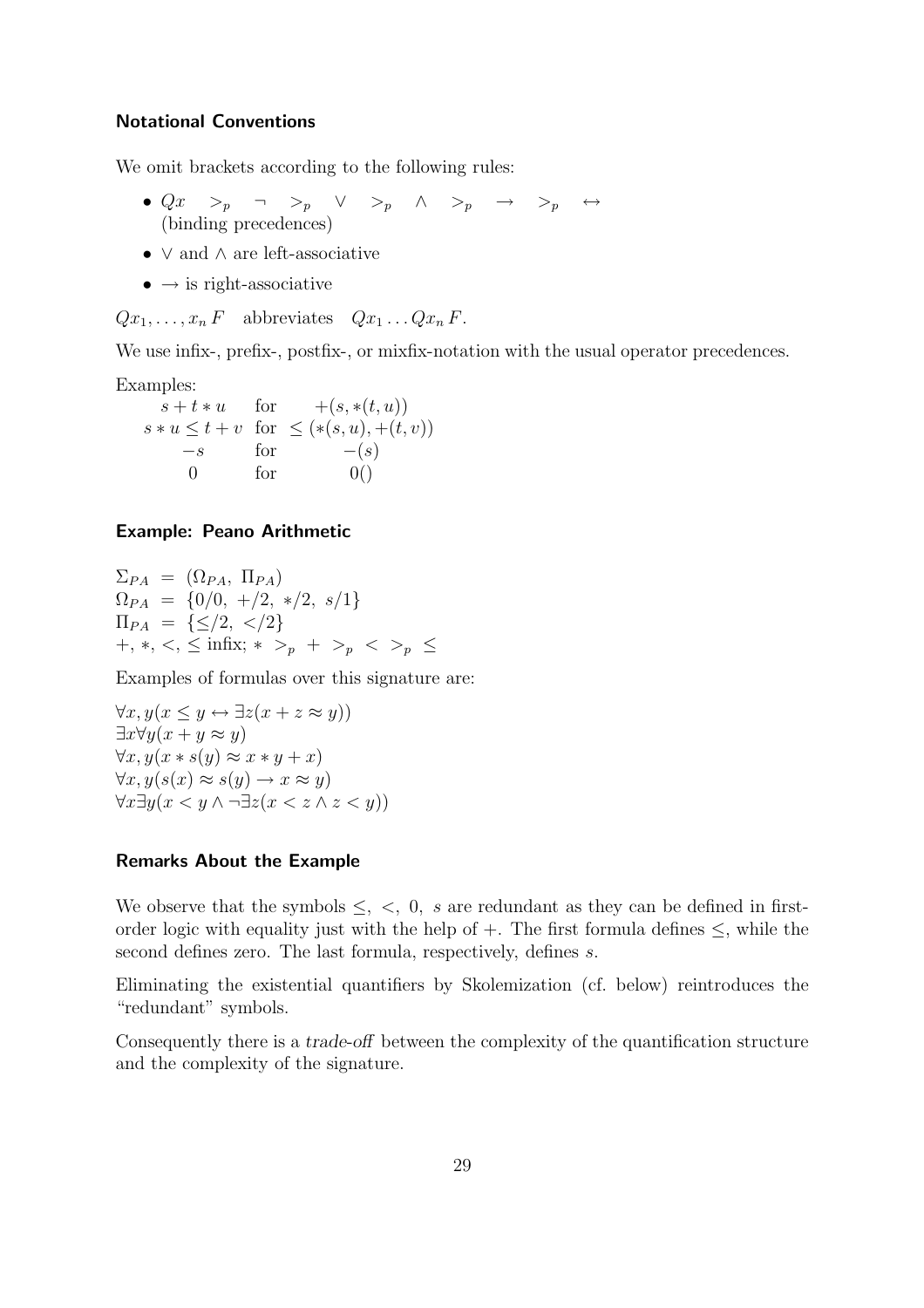### Notational Conventions

We omit brackets according to the following rules:

- $Qx \quad >_p \quad \neg \quad >_p \quad \vee \quad >_p \quad \wedge \quad >_p \quad \rightarrow \quad >_p \quad \leftrightarrow$
  (binding precedences)
- $\vee$ and $\wedge$ are left-associative
- $\rightarrow$ is right-associative

$Qx_1, \ldots, x_n\, F$ abbreviates $Qx_1 \ldots Qx_n\, F$.

We use infix-, prefix-, postfix-, or mixfix-notation with the usual operator precedences.

Examples:

| | | |
|---|---|---|
| $s + t * u$ | for | $+(s, *(t, u))$ |
| $s * u \leq t + v$ | for | $\leq(*(s, u), +(t, v))$ |
| $-s$ | for | $-(s)$ |
| $0$ | for | $0()$ |

### Example: Peano Arithmetic

$\Sigma_{PA} = (\Omega_{PA},\ \Pi_{PA})$
$\Omega_{PA} = \{0/0,\ +/2,\ */2,\ s/1\}$
$\Pi_{PA} = \{\leq/2,\ </2\}$
$+, *, <, \leq$ infix; $* >_p + >_p < >_p \leq$

Examples of formulas over this signature are:

$\forall x, y(x \leq y \leftrightarrow \exists z(x + z \approx y))$
$\exists x \forall y(x + y \approx y)$
$\forall x, y(x * s(y) \approx x * y + x)$
$\forall x, y(s(x) \approx s(y) \rightarrow x \approx y)$
$\forall x \exists y(x < y \wedge \neg \exists z(x < z \wedge z < y))$

### Remarks About the Example

We observe that the symbols $\leq$, $<$, $0$, $s$ are redundant as they can be defined in first-order logic with equality just with the help of $+$. The first formula defines $\leq$, while the second defines zero. The last formula, respectively, defines $s$.

Eliminating the existential quantifiers by Skolemization (cf. below) reintroduces the "redundant" symbols.

Consequently there is a *trade-off* between the complexity of the quantification structure and the complexity of the signature.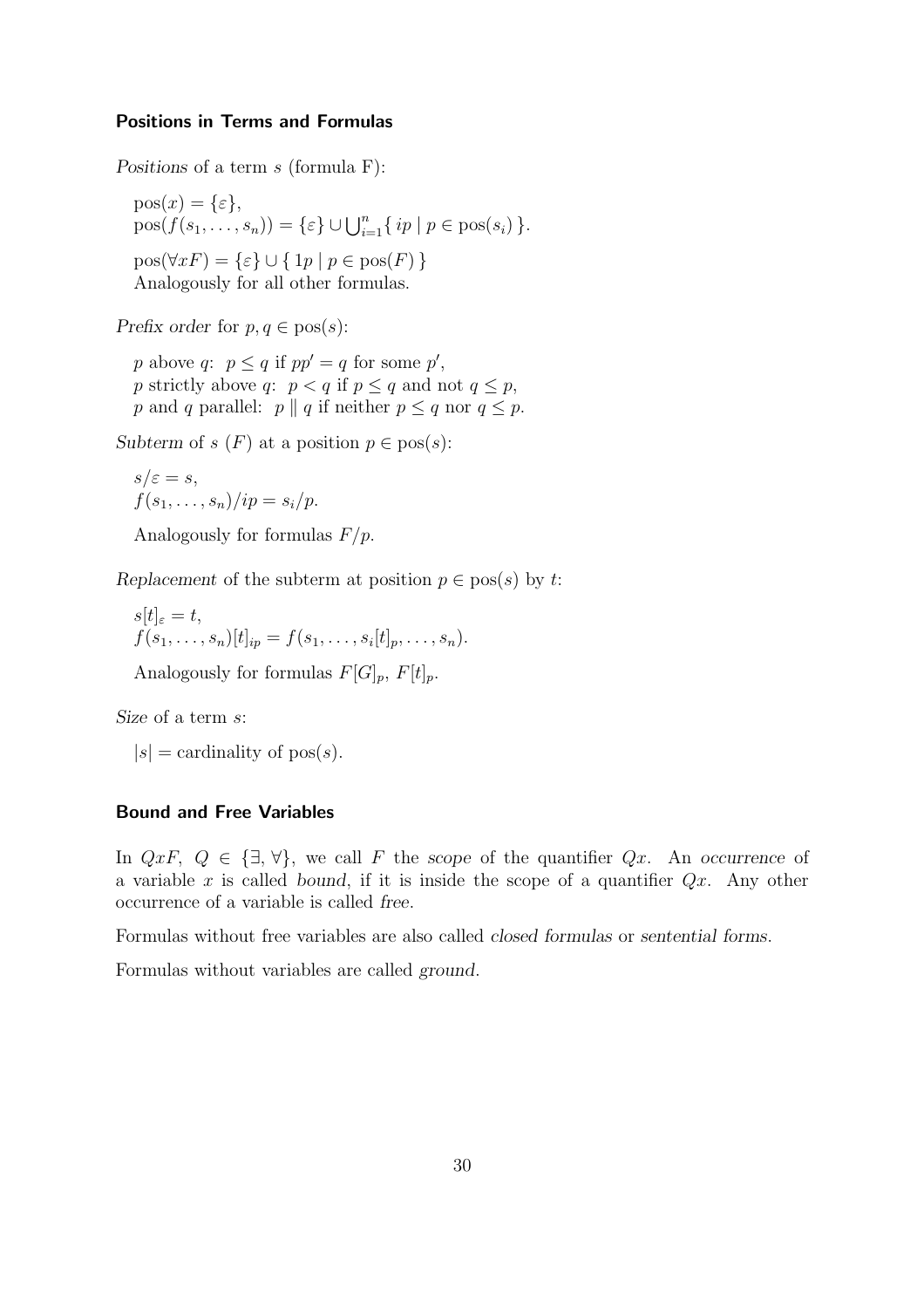### Positions in Terms and Formulas

*Positions* of a term $s$ (formula F):

$\text{pos}(x) = \{\varepsilon\}$,
$\text{pos}(f(s_1, \dots, s_n)) = \{\varepsilon\} \cup \bigcup_{i=1}^{n} \{\, ip \mid p \in \text{pos}(s_i)\,\}$.

$\text{pos}(\forall x F) = \{\varepsilon\} \cup \{\, 1p \mid p \in \text{pos}(F)\,\}$
Analogously for all other formulas.

*Prefix order* for $p, q \in \text{pos}(s)$:

$p$ above $q$: $p \le q$ if $pp' = q$ for some $p'$,
$p$ strictly above $q$: $p < q$ if $p \le q$ and not $q \le p$,
$p$ and $q$ parallel: $p \parallel q$ if neither $p \le q$ nor $q \le p$.

*Subterm* of $s$ ($F$) at a position $p \in \text{pos}(s)$:

$s/\varepsilon = s$,
$f(s_1, \dots, s_n)/ip = s_i/p$.

Analogously for formulas $F/p$.

*Replacement* of the subterm at position $p \in \text{pos}(s)$ by $t$:

$s[t]_\varepsilon = t$,
$f(s_1, \dots, s_n)[t]_{ip} = f(s_1, \dots, s_i[t]_p, \dots, s_n)$.

Analogously for formulas $F[G]_p$, $F[t]_p$.

*Size* of a term $s$:

$|s|$ = cardinality of $\text{pos}(s)$.

### Bound and Free Variables

In $QxF$, $Q \in \{\exists, \forall\}$, we call $F$ the *scope* of the quantifier $Qx$. An *occurrence* of a variable $x$ is called *bound*, if it is inside the scope of a quantifier $Qx$. Any other occurrence of a variable is called *free*.

Formulas without free variables are also called *closed formulas* or *sentential forms*.

Formulas without variables are called *ground*.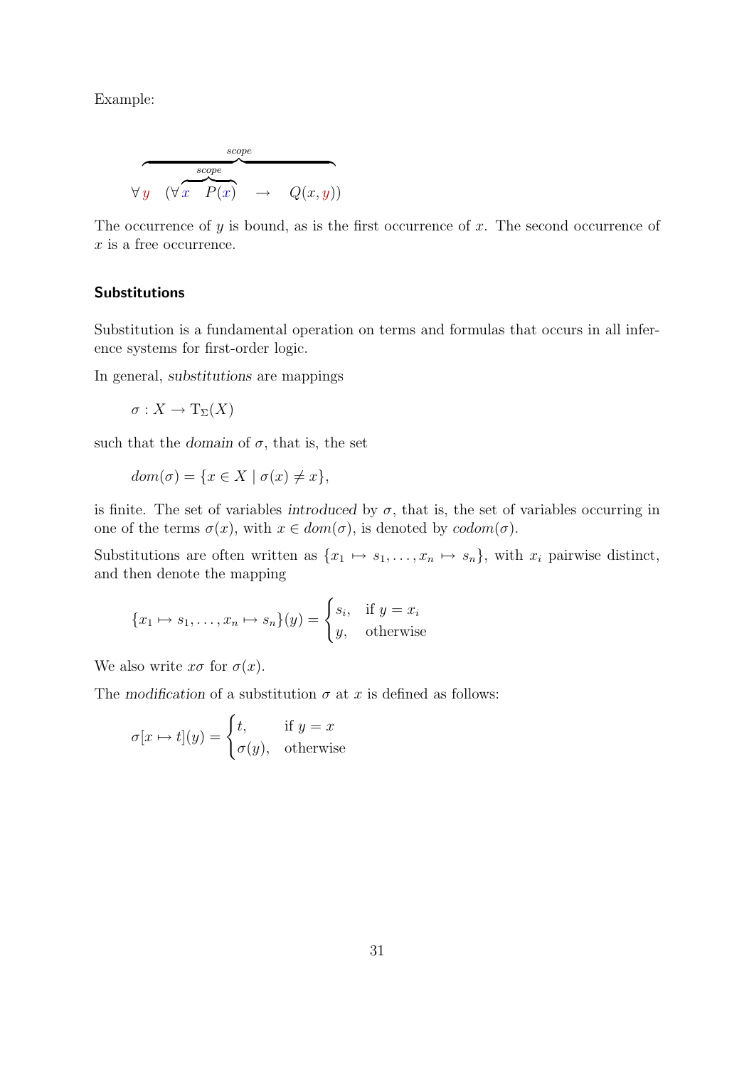Example:

$$\forall y \; \overbrace{(\forall \overbrace{x \;\; P(x)}^{scope} \;\; \rightarrow \;\; Q(x, y))}^{scope}$$

The occurrence of $y$ is bound, as is the first occurrence of $x$. The second occurrence of $x$ is a free occurrence.

### Substitutions

Substitution is a fundamental operation on terms and formulas that occurs in all inference systems for first-order logic.

In general, *substitutions* are mappings

$$\sigma : X \to \mathrm{T}_\Sigma(X)$$

such that the *domain* of $\sigma$, that is, the set

$$dom(\sigma) = \{x \in X \mid \sigma(x) \neq x\},$$

is finite. The set of variables *introduced* by $\sigma$, that is, the set of variables occurring in one of the terms $\sigma(x)$, with $x \in dom(\sigma)$, is denoted by $codom(\sigma)$.

Substitutions are often written as $\{x_1 \mapsto s_1, \ldots, x_n \mapsto s_n\}$, with $x_i$ pairwise distinct, and then denote the mapping

$$\{x_1 \mapsto s_1, \ldots, x_n \mapsto s_n\}(y) = \begin{cases} s_i, & \text{if } y = x_i \\ y, & \text{otherwise} \end{cases}$$

We also write $x\sigma$ for $\sigma(x)$.

The *modification* of a substitution $\sigma$ at $x$ is defined as follows:

$$\sigma[x \mapsto t](y) = \begin{cases} t, & \text{if } y = x \\ \sigma(y), & \text{otherwise} \end{cases}$$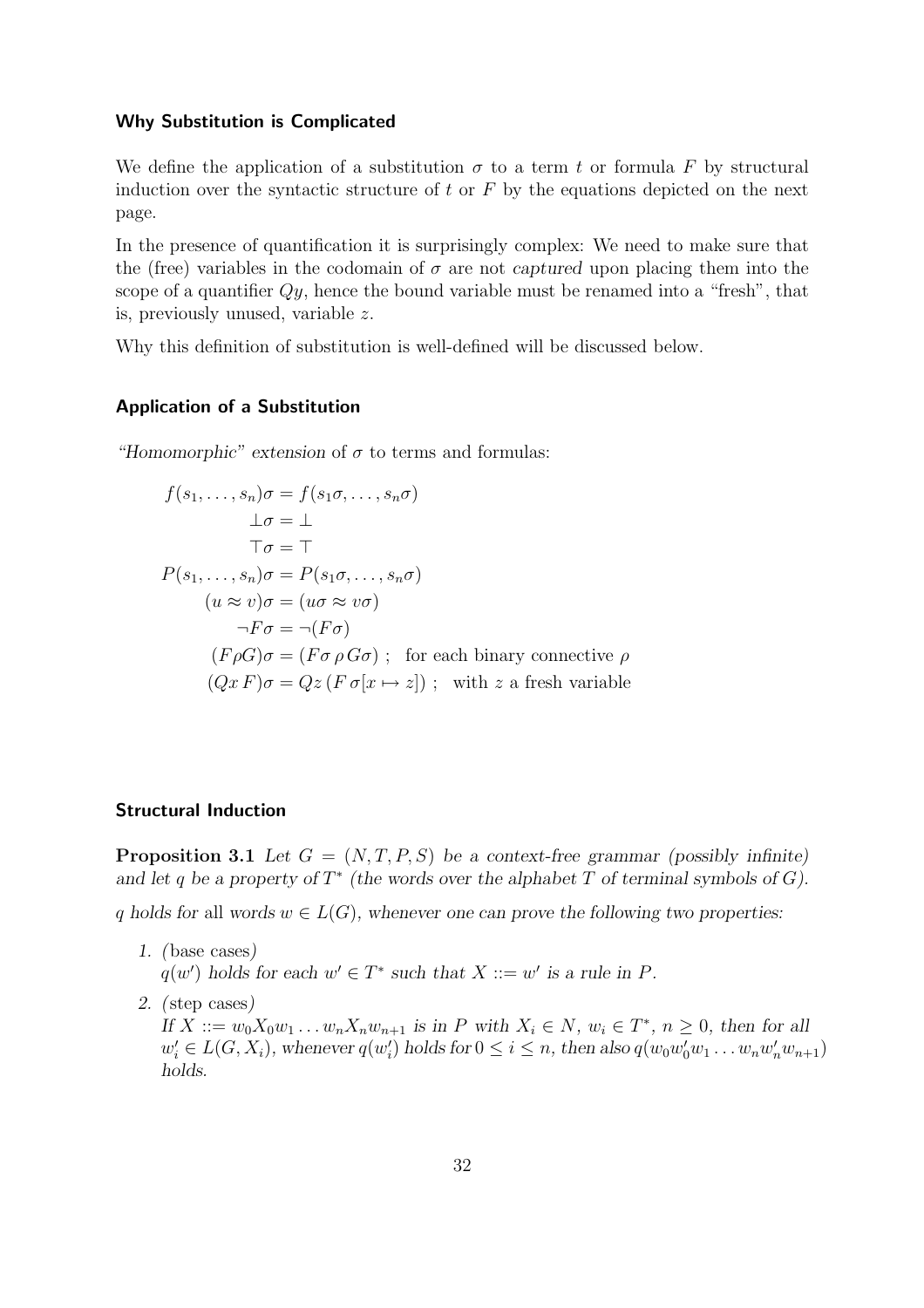### Why Substitution is Complicated

We define the application of a substitution $\sigma$ to a term $t$ or formula $F$ by structural induction over the syntactic structure of $t$ or $F$ by the equations depicted on the next page.

In the presence of quantification it is surprisingly complex: We need to make sure that the (free) variables in the codomain of $\sigma$ are not *captured* upon placing them into the scope of a quantifier $Qy$, hence the bound variable must be renamed into a "fresh", that is, previously unused, variable $z$.

Why this definition of substitution is well-defined will be discussed below.

### Application of a Substitution

*"Homomorphic" extension* of $\sigma$ to terms and formulas:

$$
\begin{aligned}
f(s_1, \ldots, s_n)\sigma &= f(s_1\sigma, \ldots, s_n\sigma) \\
\bot\sigma &= \bot \\
\top\sigma &= \top \\
P(s_1, \ldots, s_n)\sigma &= P(s_1\sigma, \ldots, s_n\sigma) \\
(u \approx v)\sigma &= (u\sigma \approx v\sigma) \\
\neg F\sigma &= \neg(F\sigma) \\
(F\rho G)\sigma &= (F\sigma\, \rho\, G\sigma) \ ; \quad \text{for each binary connective } \rho \\
(Qx\, F)\sigma &= Qz\, (F\, \sigma[x \mapsto z]) \ ; \quad \text{with } z \text{ a fresh variable}
\end{aligned}
$$

### Structural Induction

**Proposition 3.1** *Let $G = (N, T, P, S)$ be a context-free grammar (possibly infinite) and let $q$ be a property of $T^*$ (the words over the alphabet $T$ of terminal symbols of $G$).*

*$q$ holds for all words $w \in L(G)$, whenever one can prove the following two properties:*

1. *(*base cases*)*
   *$q(w')$ holds for each $w' \in T^*$ such that $X ::= w'$ is a rule in $P$.*
2. *(*step cases*)*
   *If $X ::= w_0X_0w_1 \ldots w_nX_nw_{n+1}$ is in $P$ with $X_i \in N$, $w_i \in T^*$, $n \geq 0$, then for all $w'_i \in L(G, X_i)$, whenever $q(w'_i)$ holds for $0 \leq i \leq n$, then also $q(w_0w'_0w_1 \ldots w_nw'_nw_{n+1})$ holds.*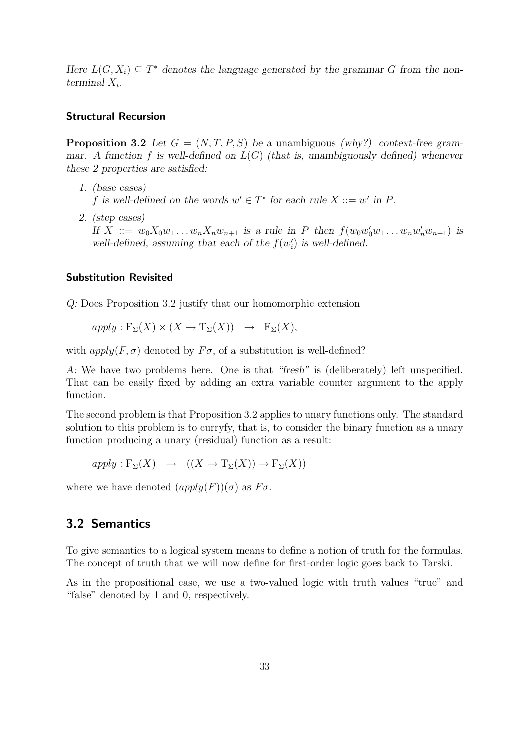*Here $L(G, X_i) \subseteq T^*$ denotes the language generated by the grammar $G$ from the nonterminal $X_i$.*

#### Structural Recursion

**Proposition 3.2** *Let $G = (N, T, P, S)$ be a* unambiguous *(why?) context-free grammar. A function $f$ is well-defined on $L(G)$ (that is, unambiguously defined) whenever these 2 properties are satisfied:*

1. *(base cases)*
   *$f$ is well-defined on the words $w' \in T^*$ for each rule $X ::= w'$ in $P$.*
2. *(step cases)*
   *If $X ::= w_0 X_0 w_1 \ldots w_n X_n w_{n+1}$ is a rule in $P$ then $f(w_0 w_0' w_1 \ldots w_n w_n' w_{n+1})$ is well-defined, assuming that each of the $f(w_i')$ is well-defined.*

#### Substitution Revisited

*Q:* Does Proposition 3.2 justify that our homomorphic extension

$$apply : \mathrm{F}_\Sigma(X) \times (X \to \mathrm{T}_\Sigma(X)) \quad \to \quad \mathrm{F}_\Sigma(X),$$

with $apply(F, \sigma)$ denoted by $F\sigma$, of a substitution is well-defined?

*A:* We have two problems here. One is that *"fresh"* is (deliberately) left unspecified. That can be easily fixed by adding an extra variable counter argument to the apply function.

The second problem is that Proposition 3.2 applies to unary functions only. The standard solution to this problem is to curryfy, that is, to consider the binary function as a unary function producing a unary (residual) function as a result:

$$apply : \mathrm{F}_\Sigma(X) \quad \to \quad ((X \to \mathrm{T}_\Sigma(X)) \to \mathrm{F}_\Sigma(X))$$

where we have denoted $(apply(F))(\sigma)$ as $F\sigma$.

## 3.2 Semantics

To give semantics to a logical system means to define a notion of truth for the formulas. The concept of truth that we will now define for first-order logic goes back to Tarski.

As in the propositional case, we use a two-valued logic with truth values "true" and "false" denoted by 1 and 0, respectively.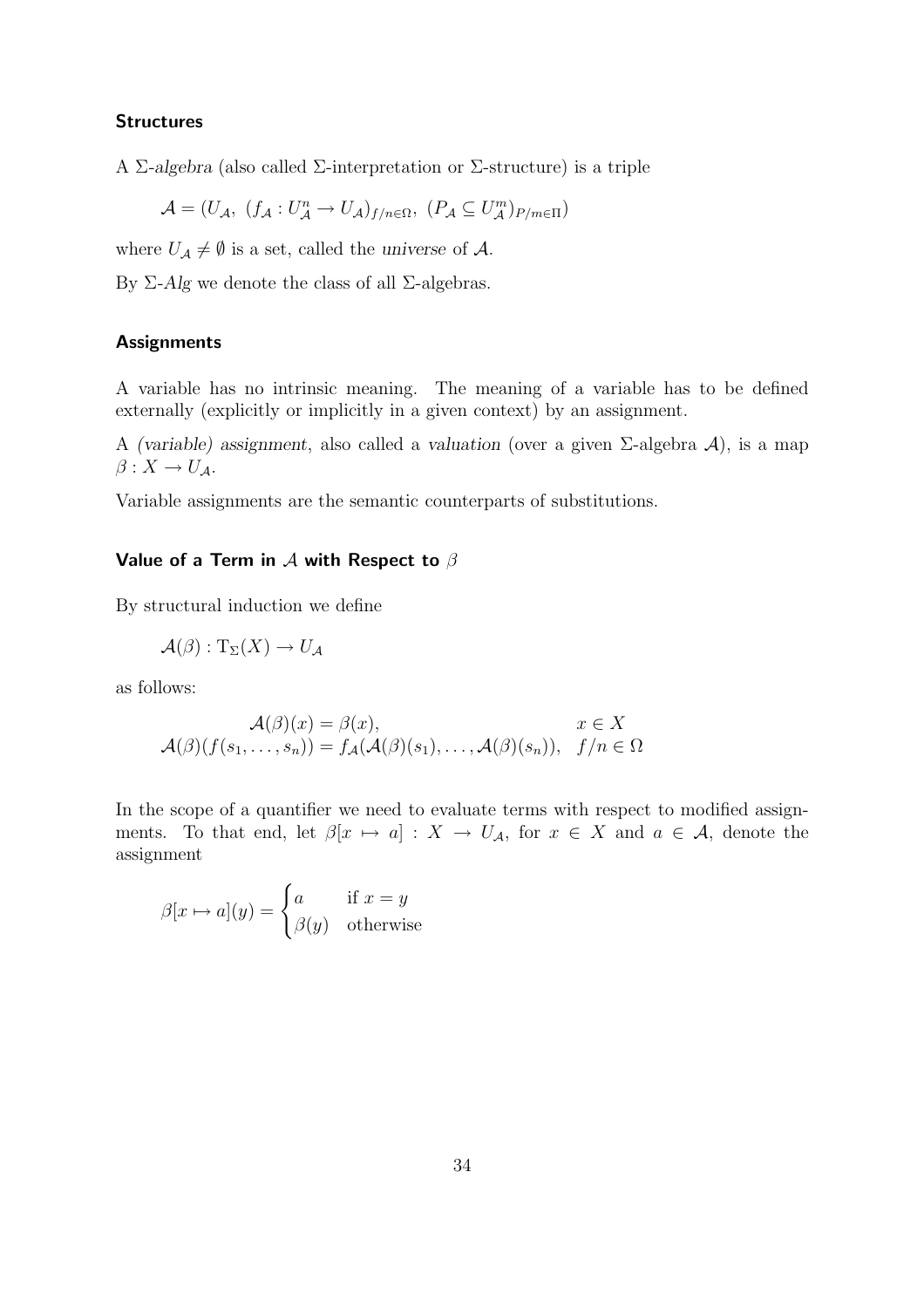### Structures

A Σ-*algebra* (also called Σ-interpretation or Σ-structure) is a triple

$$\mathcal{A} = (U_{\mathcal{A}},\ (f_{\mathcal{A}} : U_{\mathcal{A}}^n \to U_{\mathcal{A}})_{f/n\in\Omega},\ (P_{\mathcal{A}} \subseteq U_{\mathcal{A}}^m)_{P/m\in\Pi})$$

where $U_{\mathcal{A}} \neq \emptyset$ is a set, called the *universe* of $\mathcal{A}$.

By Σ-*Alg* we denote the class of all Σ-algebras.

### Assignments

A variable has no intrinsic meaning. The meaning of a variable has to be defined externally (explicitly or implicitly in a given context) by an assignment.

A *(variable) assignment*, also called a *valuation* (over a given Σ-algebra $\mathcal{A}$), is a map $\beta : X \to U_{\mathcal{A}}$.

Variable assignments are the semantic counterparts of substitutions.

### Value of a Term in $\mathcal{A}$ with Respect to $\beta$

By structural induction we define

$$\mathcal{A}(\beta) : \mathrm{T}_\Sigma(X) \to U_{\mathcal{A}}$$

as follows:

$$\begin{aligned} \mathcal{A}(\beta)(x) &= \beta(x), & x \in X \\ \mathcal{A}(\beta)(f(s_1, \ldots, s_n)) &= f_{\mathcal{A}}(\mathcal{A}(\beta)(s_1), \ldots, \mathcal{A}(\beta)(s_n)), & f/n \in \Omega \end{aligned}$$

In the scope of a quantifier we need to evaluate terms with respect to modified assignments. To that end, let $\beta[x \mapsto a] : X \to U_{\mathcal{A}}$, for $x \in X$ and $a \in \mathcal{A}$, denote the assignment

$$\beta[x \mapsto a](y) = \begin{cases} a & \text{if } x = y \\ \beta(y) & \text{otherwise} \end{cases}$$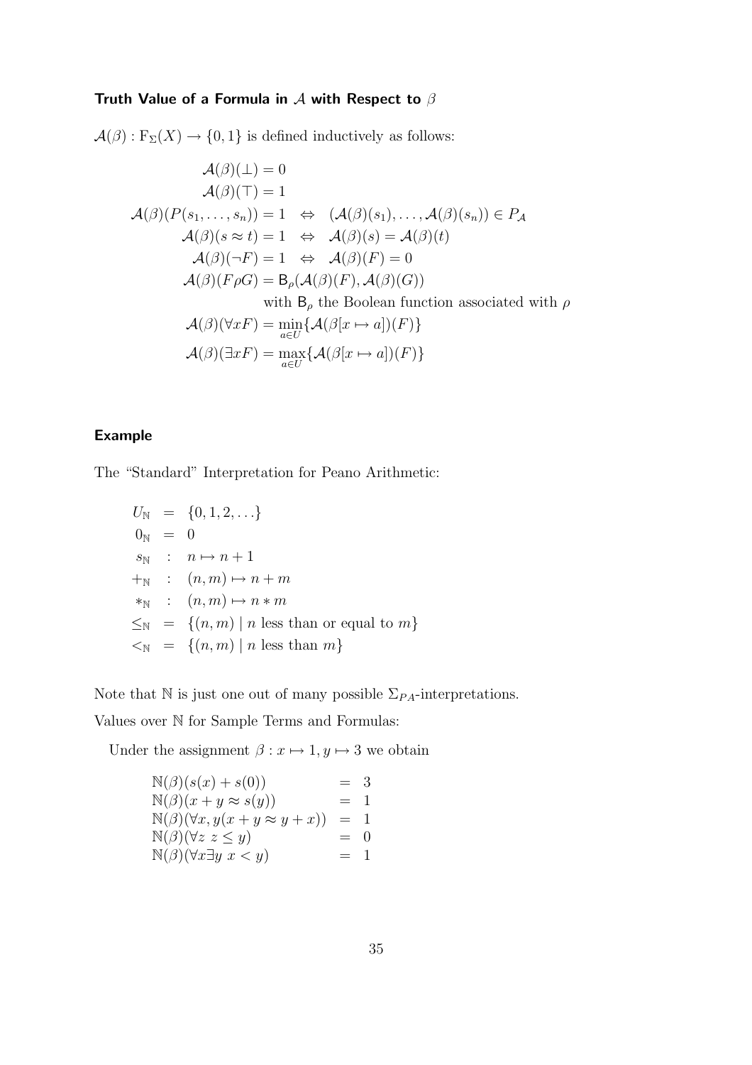### Truth Value of a Formula in $\mathcal{A}$ with Respect to $\beta$

$\mathcal{A}(\beta) : \mathrm{F}_\Sigma(X) \to \{0, 1\}$ is defined inductively as follows:

$$
\begin{aligned}
\mathcal{A}(\beta)(\bot) &= 0 \\
\mathcal{A}(\beta)(\top) &= 1 \\
\mathcal{A}(\beta)(P(s_1, \ldots, s_n)) = 1 \quad &\Leftrightarrow \quad (\mathcal{A}(\beta)(s_1), \ldots, \mathcal{A}(\beta)(s_n)) \in P_{\mathcal{A}} \\
\mathcal{A}(\beta)(s \approx t) = 1 \quad &\Leftrightarrow \quad \mathcal{A}(\beta)(s) = \mathcal{A}(\beta)(t) \\
\mathcal{A}(\beta)(\neg F) = 1 \quad &\Leftrightarrow \quad \mathcal{A}(\beta)(F) = 0 \\
\mathcal{A}(\beta)(F \rho G) &= \mathsf{B}_\rho(\mathcal{A}(\beta)(F), \mathcal{A}(\beta)(G)) \\
&\quad \text{with } \mathsf{B}_\rho \text{ the Boolean function associated with } \rho \\
\mathcal{A}(\beta)(\forall x F) &= \min_{a \in U} \{\mathcal{A}(\beta[x \mapsto a])(F)\} \\
\mathcal{A}(\beta)(\exists x F) &= \max_{a \in U} \{\mathcal{A}(\beta[x \mapsto a])(F)\}
\end{aligned}
$$

### Example

The "Standard" Interpretation for Peano Arithmetic:

$$
\begin{aligned}
U_{\mathbb{N}} &= \{0, 1, 2, \ldots\} \\
0_{\mathbb{N}} &= 0 \\
s_{\mathbb{N}} &: n \mapsto n + 1 \\
+_{\mathbb{N}} &: (n, m) \mapsto n + m \\
*_{\mathbb{N}} &: (n, m) \mapsto n * m \\
\leq_{\mathbb{N}} &= \{(n, m) \mid n \text{ less than or equal to } m\} \\
<_{\mathbb{N}} &= \{(n, m) \mid n \text{ less than } m\}
\end{aligned}
$$

Note that $\mathbb{N}$ is just one out of many possible $\Sigma_{PA}$-interpretations.

Values over $\mathbb{N}$ for Sample Terms and Formulas:

Under the assignment $\beta : x \mapsto 1, y \mapsto 3$ we obtain

$$
\begin{aligned}
\mathbb{N}(\beta)(s(x) + s(0)) &= 3 \\
\mathbb{N}(\beta)(x + y \approx s(y)) &= 1 \\
\mathbb{N}(\beta)(\forall x, y(x + y \approx y + x)) &= 1 \\
\mathbb{N}(\beta)(\forall z \; z \leq y) &= 0 \\
\mathbb{N}(\beta)(\forall x \exists y \; x < y) &= 1
\end{aligned}
$$